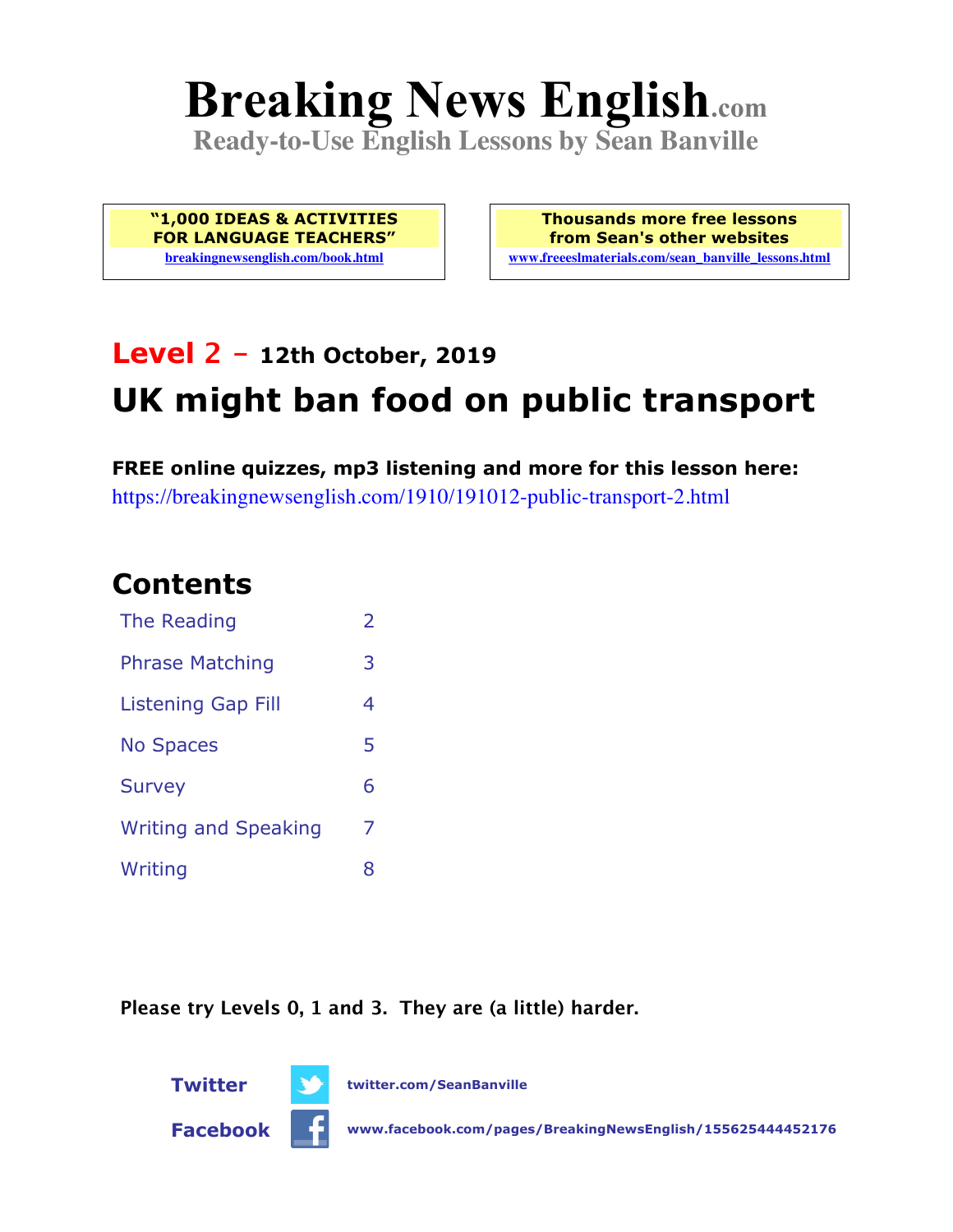# Breaking News English.com

**Ready-to-Use English Lessons by Sean Banville**

**"1,000 IDEAS & ACTIVITIES FOR LANGUAGE TEACHERS"**
breakingnewsenglish.com/book.html

**Thousands more free lessons from Sean's other websites**
www.freeeslmaterials.com/sean_banville_lessons.html

## Level 2 – 12th October, 2019

## UK might ban food on public transport

**FREE online quizzes, mp3 listening and more for this lesson here:**
https://breakingnewsenglish.com/1910/191012-public-transport-2.html

## Contents

| | |
|---|---|
| The Reading | 2 |
| Phrase Matching | 3 |
| Listening Gap Fill | 4 |
| No Spaces | 5 |
| Survey | 6 |
| Writing and Speaking | 7 |
| Writing | 8 |

**Please try Levels 0, 1 and 3. They are (a little) harder.**

**Twitter** twitter.com/SeanBanville

**Facebook** www.facebook.com/pages/BreakingNewsEnglish/155625444452176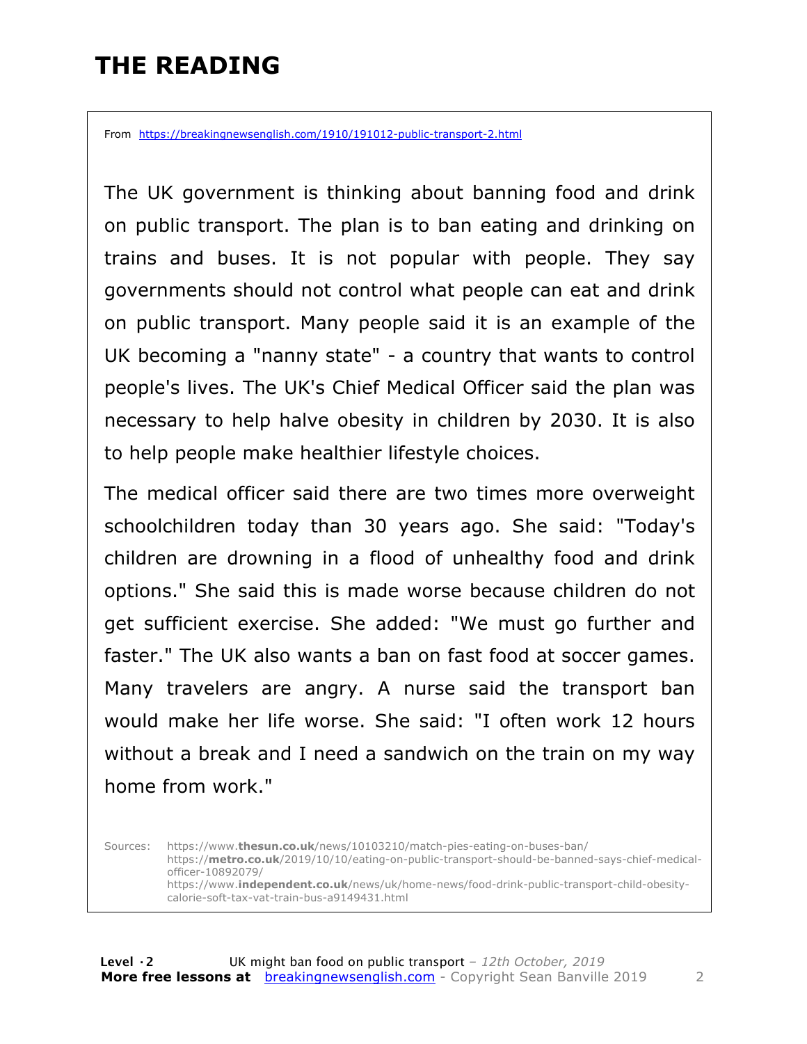# THE READING

From https://breakingnewsenglish.com/1910/191012-public-transport-2.html

The UK government is thinking about banning food and drink on public transport. The plan is to ban eating and drinking on trains and buses. It is not popular with people. They say governments should not control what people can eat and drink on public transport. Many people said it is an example of the UK becoming a "nanny state" - a country that wants to control people's lives. The UK's Chief Medical Officer said the plan was necessary to help halve obesity in children by 2030. It is also to help people make healthier lifestyle choices.

The medical officer said there are two times more overweight schoolchildren today than 30 years ago. She said: "Today's children are drowning in a flood of unhealthy food and drink options." She said this is made worse because children do not get sufficient exercise. She added: "We must go further and faster." The UK also wants a ban on fast food at soccer games. Many travelers are angry. A nurse said the transport ban would make her life worse. She said: "I often work 12 hours without a break and I need a sandwich on the train on my way home from work."

Sources:
https://www.**thesun.co.uk**/news/10103210/match-pies-eating-on-buses-ban/
https://**metro.co.uk**/2019/10/10/eating-on-public-transport-should-be-banned-says-chief-medical-officer-10892079/
https://www.**independent.co.uk**/news/uk/home-news/food-drink-public-transport-child-obesity-calorie-soft-tax-vat-train-bus-a9149431.html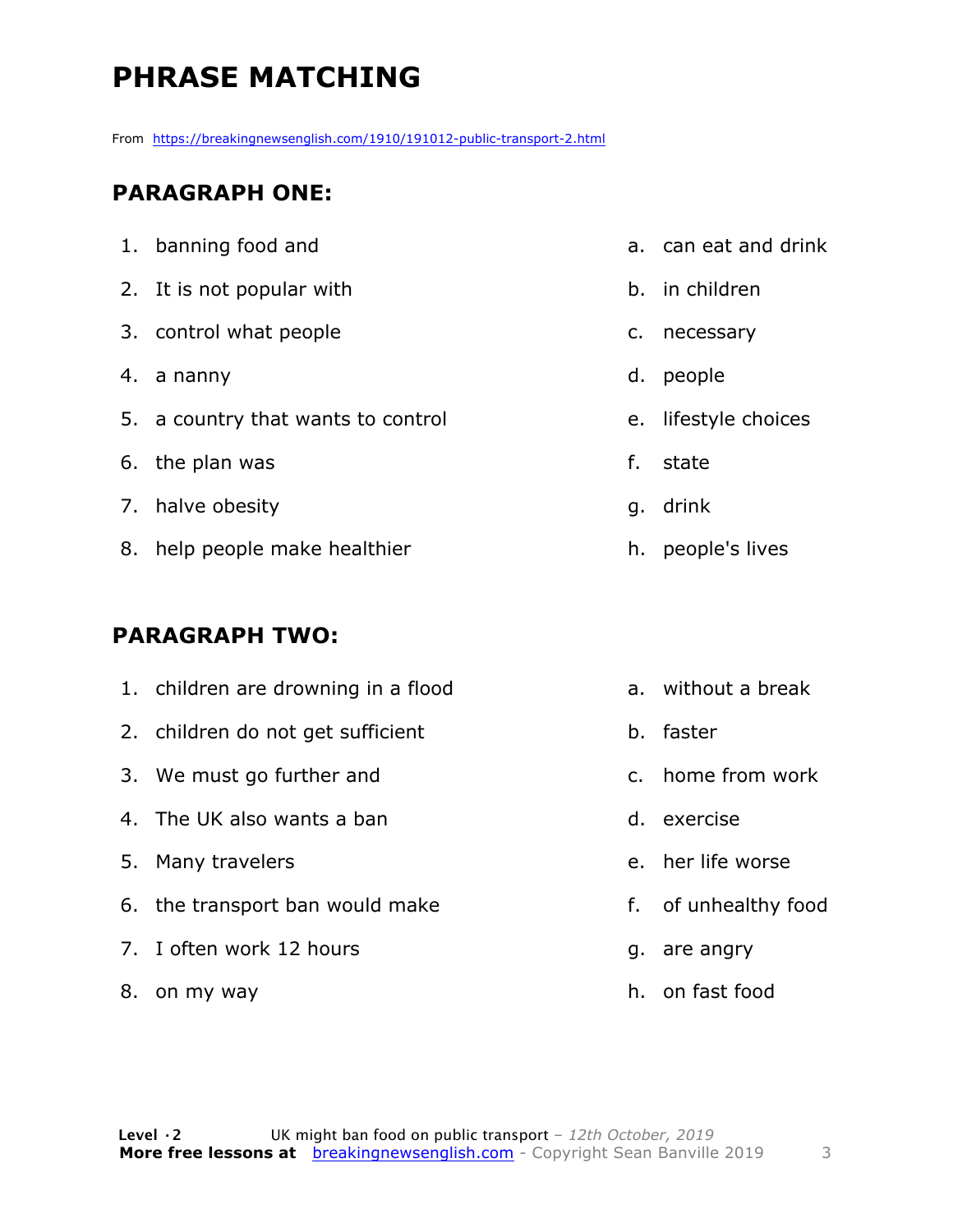# PHRASE MATCHING

From https://breakingnewsenglish.com/1910/191012-public-transport-2.html

## PARAGRAPH ONE:

| | |
|---|---|
| 1. banning food and | a. can eat and drink |
| 2. It is not popular with | b. in children |
| 3. control what people | c. necessary |
| 4. a nanny | d. people |
| 5. a country that wants to control | e. lifestyle choices |
| 6. the plan was | f. state |
| 7. halve obesity | g. drink |
| 8. help people make healthier | h. people's lives |

## PARAGRAPH TWO:

| | |
|---|---|
| 1. children are drowning in a flood | a. without a break |
| 2. children do not get sufficient | b. faster |
| 3. We must go further and | c. home from work |
| 4. The UK also wants a ban | d. exercise |
| 5. Many travelers | e. her life worse |
| 6. the transport ban would make | f. of unhealthy food |
| 7. I often work 12 hours | g. are angry |
| 8. on my way | h. on fast food |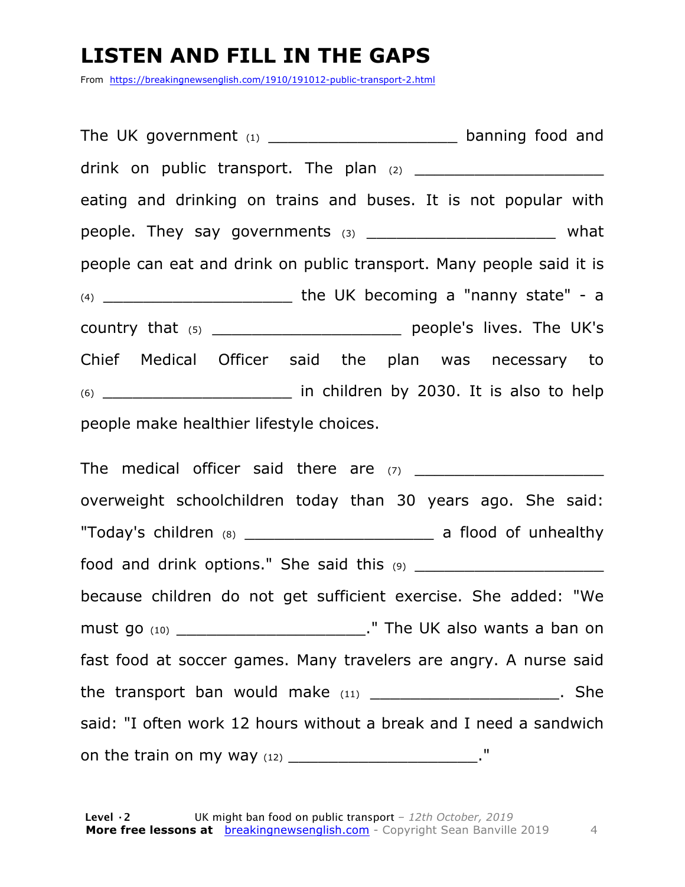# LISTEN AND FILL IN THE GAPS

From https://breakingnewsenglish.com/1910/191012-public-transport-2.html

The UK government (1) ____________________ banning food and drink on public transport. The plan (2) ____________________ eating and drinking on trains and buses. It is not popular with people. They say governments (3) ____________________ what people can eat and drink on public transport. Many people said it is (4) ____________________ the UK becoming a "nanny state" - a country that (5) ____________________ people's lives. The UK's Chief Medical Officer said the plan was necessary to (6) ____________________ in children by 2030. It is also to help people make healthier lifestyle choices.

The medical officer said there are (7) ____________________ overweight schoolchildren today than 30 years ago. She said: "Today's children (8) ____________________ a flood of unhealthy food and drink options." She said this (9) ____________________ because children do not get sufficient exercise. She added: "We must go (10) ____________________." The UK also wants a ban on fast food at soccer games. Many travelers are angry. A nurse said the transport ban would make (11) ____________________. She said: "I often work 12 hours without a break and I need a sandwich on the train on my way (12) ____________________."

**Level ·2** UK might ban food on public transport – *12th October, 2019*
**More free lessons at** breakingnewsenglish.com - Copyright Sean Banville 2019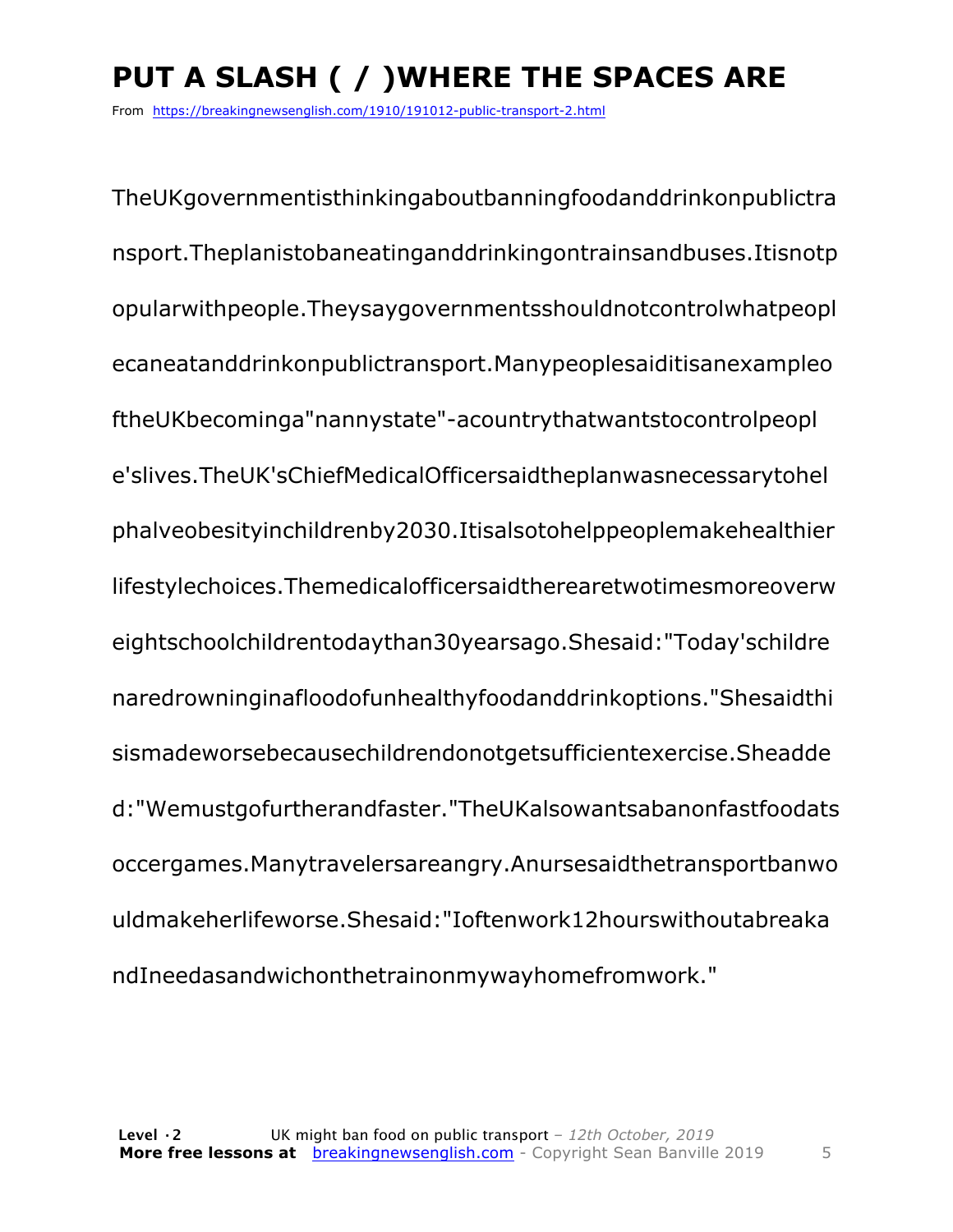# PUT A SLASH ( / )WHERE THE SPACES ARE

From https://breakingnewsenglish.com/1910/191012-public-transport-2.html

TheUKgovernmentisthinkingaboutbanningfoodanddrinkonpublictra nsport.Theplanistobaneatinganddrinkingontrainsandbuses.Itisnotp opularwithpeople.Theysaygovernmentsshouldnotcontrolwhatpeopl ecaneatanddrinkonpublictransport.Manypeoplesaiditisanexampleo ftheUKbecominga"nannystate"-acountrythatwantstocontrolpeopl e'slives.TheUK'sChiefMedicalOfficersaidtheplanwasnecessarytohel phalveobesityinchildrenby2030.Itisalsotohelppeoplemakehealthier lifestylechoices.Themedicalofficersaidtherearetwotimesmoreoverw eightschoolchildrentodaythan30yearsago.Shesaid:"Today'schildre naredrowninginafloodofunhealthyfoodanddrinkoptions."Shesaidthi sismadeworsebecausechildrendonotgetsufficientexercise.Sheadde d:"Wemustgofurtherandfaster."TheUKalsowantsabanonfastfoodats occergames.Manytravelersareangry.Anursesaidthetransportbanwo uldmakeherlifeworse.Shesaid:"Ioftenwork12hourswithoutabreaka ndIneedasandwichonthetrainonmywayhomefromwork."

**Level ·2** UK might ban food on public transport – *12th October, 2019*
**More free lessons at** breakingnewsenglish.com - Copyright Sean Banville 2019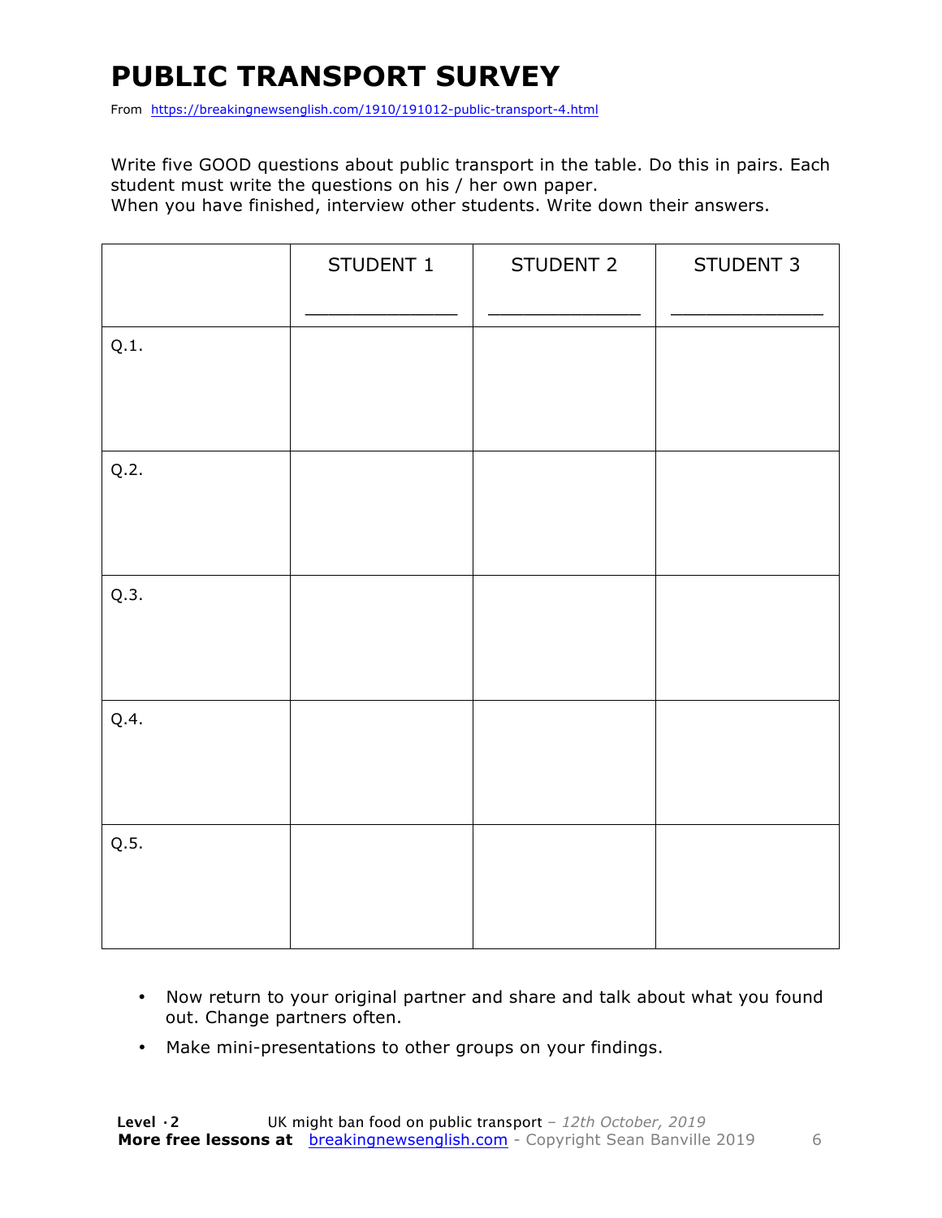# PUBLIC TRANSPORT SURVEY

From https://breakingnewsenglish.com/1910/191012-public-transport-4.html

Write five GOOD questions about public transport in the table. Do this in pairs. Each student must write the questions on his / her own paper.
When you have finished, interview other students. Write down their answers.

| | STUDENT 1<br>_____________ | STUDENT 2<br>_____________ | STUDENT 3<br>_____________ |
|---|---|---|---|
| Q.1. | | | |
| Q.2. | | | |
| Q.3. | | | |
| Q.4. | | | |
| Q.5. | | | |

- Now return to your original partner and share and talk about what you found out. Change partners often.
- Make mini-presentations to other groups on your findings.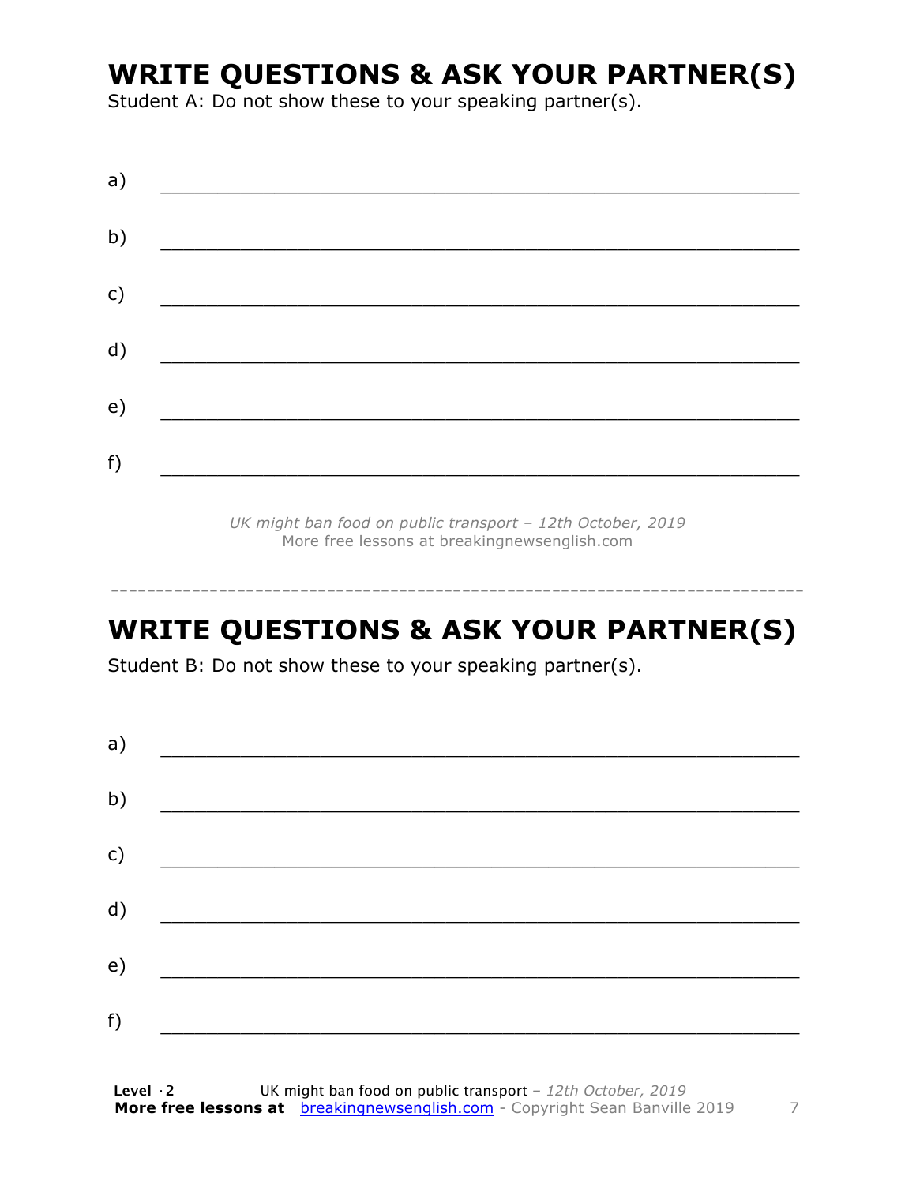## WRITE QUESTIONS & ASK YOUR PARTNER(S)

Student A: Do not show these to your speaking partner(s).

a) ___________________________________________________________

b) ___________________________________________________________

c) ___________________________________________________________

d) ___________________________________________________________

e) ___________________________________________________________

f) ___________________________________________________________

*UK might ban food on public transport – 12th October, 2019*
More free lessons at breakingnewsenglish.com

---

## WRITE QUESTIONS & ASK YOUR PARTNER(S)

Student B: Do not show these to your speaking partner(s).

a) ___________________________________________________________

b) ___________________________________________________________

c) ___________________________________________________________

d) ___________________________________________________________

e) ___________________________________________________________

f) ___________________________________________________________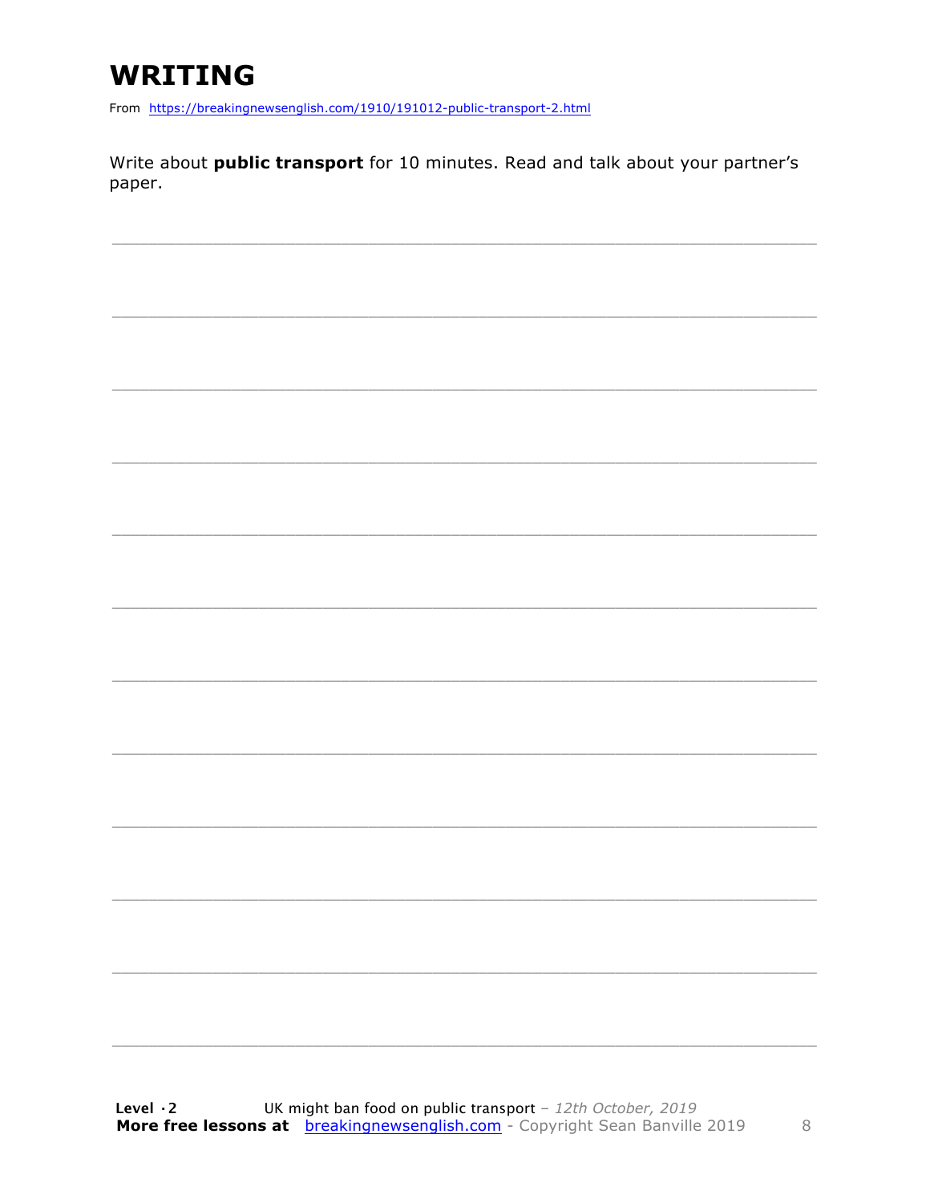# WRITING

From https://breakingnewsenglish.com/1910/191012-public-transport-2.html

Write about **public transport** for 10 minutes. Read and talk about your partner's paper.